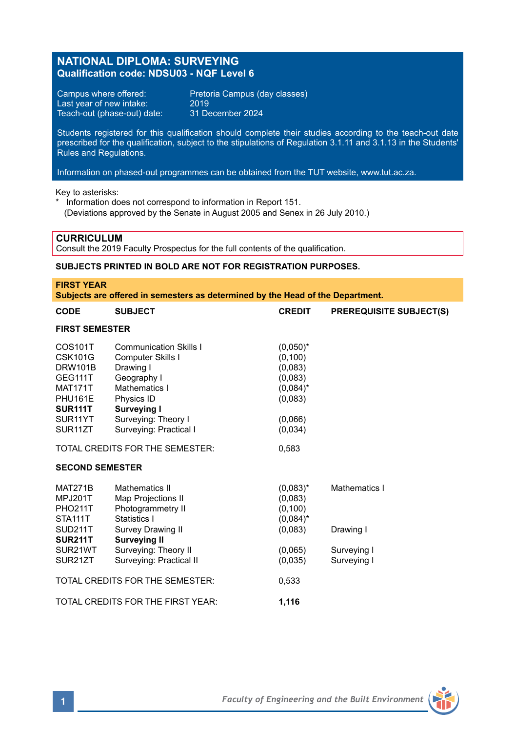# NATIONAL DIPLOMA: SURVEYING

**Qualification code: NDSU03 - NQF Level 6**

Campus where offered: Pretoria Campus (day classes)
Last year of new intake: 2019
Teach-out (phase-out) date: 31 December 2024

Students registered for this qualification should complete their studies according to the teach-out date prescribed for the qualification, subject to the stipulations of Regulation 3.1.11 and 3.1.13 in the Students' Rules and Regulations.

Information on phased-out programmes can be obtained from the TUT website, www.tut.ac.za.

Key to asterisks:
\* Information does not correspond to information in Report 151.
(Deviations approved by the Senate in August 2005 and Senex in 26 July 2010.)

## CURRICULUM

Consult the 2019 Faculty Prospectus for the full contents of the qualification.

**SUBJECTS PRINTED IN BOLD ARE NOT FOR REGISTRATION PURPOSES.**

### FIRST YEAR

**Subjects are offered in semesters as determined by the Head of the Department.**

| CODE | SUBJECT | CREDIT | PREREQUISITE SUBJECT(S) |
|---|---|---|---|
| **FIRST SEMESTER** | | | |
| COS101T | Communication Skills I | (0,050)* | |
| CSK101G | Computer Skills I | (0,100) | |
| DRW101B | Drawing I | (0,083) | |
| GEG111T | Geography I | (0,083) | |
| MAT171T | Mathematics I | (0,084)* | |
| PHU161E | Physics ID | (0,083) | |
| **SUR111T** | **Surveying I** | | |
| SUR11YT | Surveying: Theory I | (0,066) | |
| SUR11ZT | Surveying: Practical I | (0,034) | |
| TOTAL CREDITS FOR THE SEMESTER: | | 0,583 | |
| **SECOND SEMESTER** | | | |
| MAT271B | Mathematics II | (0,083)* | Mathematics I |
| MPJ201T | Map Projections II | (0,083) | |
| PHO211T | Photogrammetry II | (0,100) | |
| STA111T | Statistics I | (0,084)* | |
| SUD211T | Survey Drawing II | (0,083) | Drawing I |
| **SUR211T** | **Surveying II** | | |
| SUR21WT | Surveying: Theory II | (0,065) | Surveying I |
| SUR21ZT | Surveying: Practical II | (0,035) | Surveying I |
| TOTAL CREDITS FOR THE SEMESTER: | | 0,533 | |
| TOTAL CREDITS FOR THE FIRST YEAR: | | **1,116** | |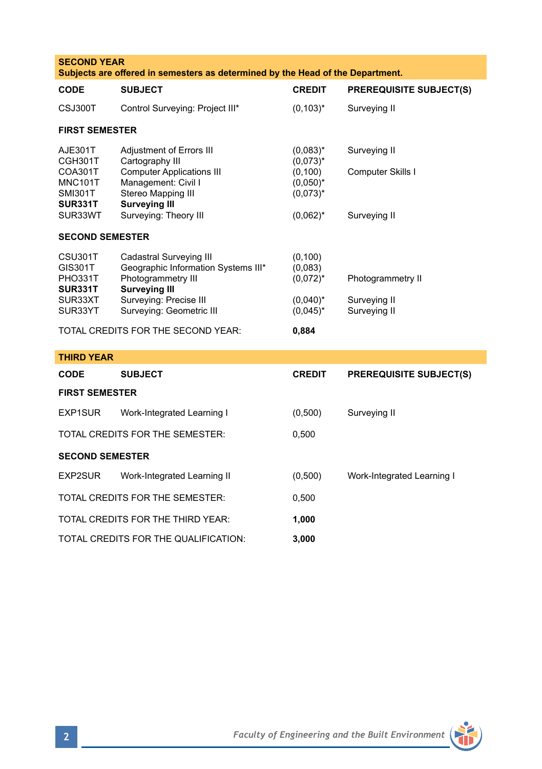## SECOND YEAR

**Subjects are offered in semesters as determined by the Head of the Department.**

| CODE | SUBJECT | CREDIT | PREREQUISITE SUBJECT(S) |
|---|---|---|---|
| CSJ300T | Control Surveying: Project III* | (0,103)* | Surveying II |
| **FIRST SEMESTER** | | | |
| AJE301T | Adjustment of Errors III | (0,083)* | Surveying II |
| CGH301T | Cartography III | (0,073)* | |
| COA301T | Computer Applications III | (0,100) | Computer Skills I |
| MNC101T | Management: Civil I | (0,050)* | |
| SMI301T | Stereo Mapping III | (0,073)* | |
| **SUR331T** | **Surveying III** | | |
| SUR33WT | Surveying: Theory III | (0,062)* | Surveying II |
| **SECOND SEMESTER** | | | |
| CSU301T | Cadastral Surveying III | (0,100) | |
| GIS301T | Geographic Information Systems III* | (0,083) | |
| PHO331T | Photogrammetry III | (0,072)* | Photogrammetry II |
| **SUR331T** | **Surveying III** | | |
| SUR33XT | Surveying: Precise III | (0,040)* | Surveying II |
| SUR33YT | Surveying: Geometric III | (0,045)* | Surveying II |
| TOTAL CREDITS FOR THE SECOND YEAR: | | **0,884** | |

## THIRD YEAR

| CODE | SUBJECT | CREDIT | PREREQUISITE SUBJECT(S) |
|---|---|---|---|
| **FIRST SEMESTER** | | | |
| EXP1SUR | Work-Integrated Learning I | (0,500) | Surveying II |
| TOTAL CREDITS FOR THE SEMESTER: | | 0,500 | |
| **SECOND SEMESTER** | | | |
| EXP2SUR | Work-Integrated Learning II | (0,500) | Work-Integrated Learning I |
| TOTAL CREDITS FOR THE SEMESTER: | | 0,500 | |
| TOTAL CREDITS FOR THE THIRD YEAR: | | **1,000** | |
| TOTAL CREDITS FOR THE QUALIFICATION: | | **3,000** | |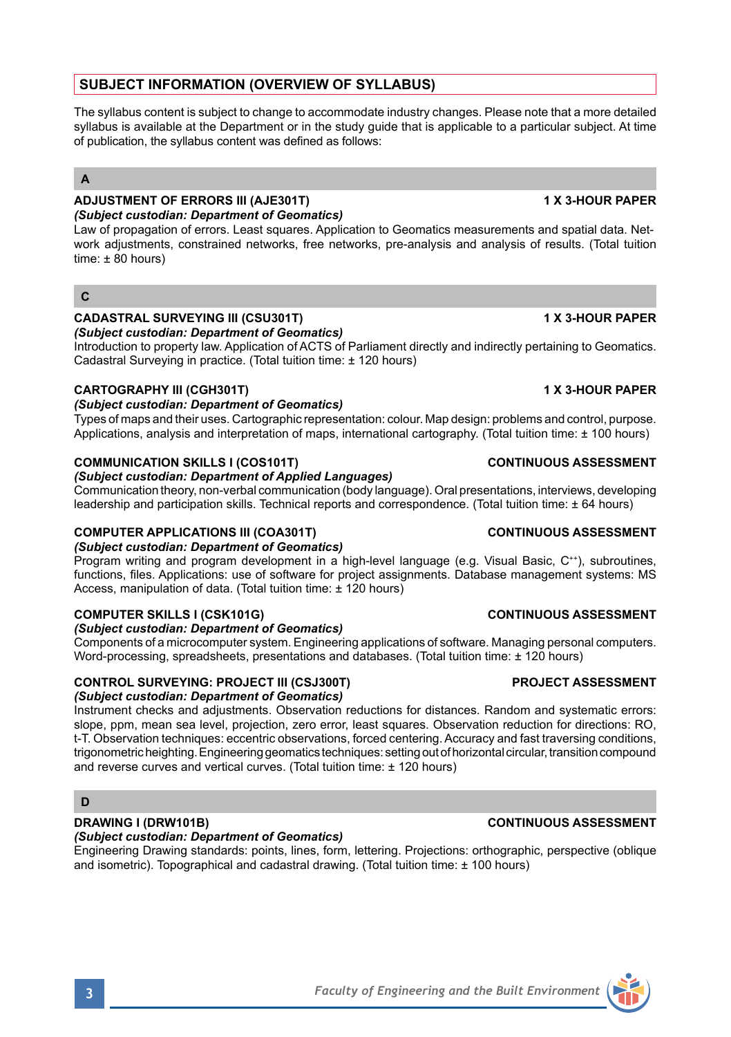## SUBJECT INFORMATION (OVERVIEW OF SYLLABUS)

The syllabus content is subject to change to accommodate industry changes. Please note that a more detailed syllabus is available at the Department or in the study guide that is applicable to a particular subject. At time of publication, the syllabus content was defined as follows:

### A

**ADJUSTMENT OF ERRORS III (AJE301T)** **1 X 3-HOUR PAPER**
***(Subject custodian: Department of Geomatics)***
Law of propagation of errors. Least squares. Application to Geomatics measurements and spatial data. Network adjustments, constrained networks, free networks, pre-analysis and analysis of results. (Total tuition time: ± 80 hours)

### C

**CADASTRAL SURVEYING III (CSU301T)** **1 X 3-HOUR PAPER**
***(Subject custodian: Department of Geomatics)***
Introduction to property law. Application of ACTS of Parliament directly and indirectly pertaining to Geomatics. Cadastral Surveying in practice. (Total tuition time: ± 120 hours)

**CARTOGRAPHY III (CGH301T)** **1 X 3-HOUR PAPER**
***(Subject custodian: Department of Geomatics)***
Types of maps and their uses. Cartographic representation: colour. Map design: problems and control, purpose. Applications, analysis and interpretation of maps, international cartography. (Total tuition time: ± 100 hours)

**COMMUNICATION SKILLS I (COS101T)** **CONTINUOUS ASSESSMENT**
***(Subject custodian: Department of Applied Languages)***
Communication theory, non-verbal communication (body language). Oral presentations, interviews, developing leadership and participation skills. Technical reports and correspondence. (Total tuition time: ± 64 hours)

**COMPUTER APPLICATIONS III (COA301T)** **CONTINUOUS ASSESSMENT**
***(Subject custodian: Department of Geomatics)***
Program writing and program development in a high-level language (e.g. Visual Basic, C++), subroutines, functions, files. Applications: use of software for project assignments. Database management systems: MS Access, manipulation of data. (Total tuition time: ± 120 hours)

**COMPUTER SKILLS I (CSK101G)** **CONTINUOUS ASSESSMENT**
***(Subject custodian: Department of Geomatics)***
Components of a microcomputer system. Engineering applications of software. Managing personal computers. Word-processing, spreadsheets, presentations and databases. (Total tuition time: ± 120 hours)

**CONTROL SURVEYING: PROJECT III (CSJ300T)** **PROJECT ASSESSMENT**
***(Subject custodian: Department of Geomatics)***
Instrument checks and adjustments. Observation reductions for distances. Random and systematic errors: slope, ppm, mean sea level, projection, zero error, least squares. Observation reduction for directions: RO, t-T. Observation techniques: eccentric observations, forced centering. Accuracy and fast traversing conditions, trigonometric heighting. Engineering geomatics techniques: setting out of horizontal circular, transition compound and reverse curves and vertical curves. (Total tuition time: ± 120 hours)

### D

**DRAWING I (DRW101B)** **CONTINUOUS ASSESSMENT**
***(Subject custodian: Department of Geomatics)***
Engineering Drawing standards: points, lines, form, lettering. Projections: orthographic, perspective (oblique and isometric). Topographical and cadastral drawing. (Total tuition time: ± 100 hours)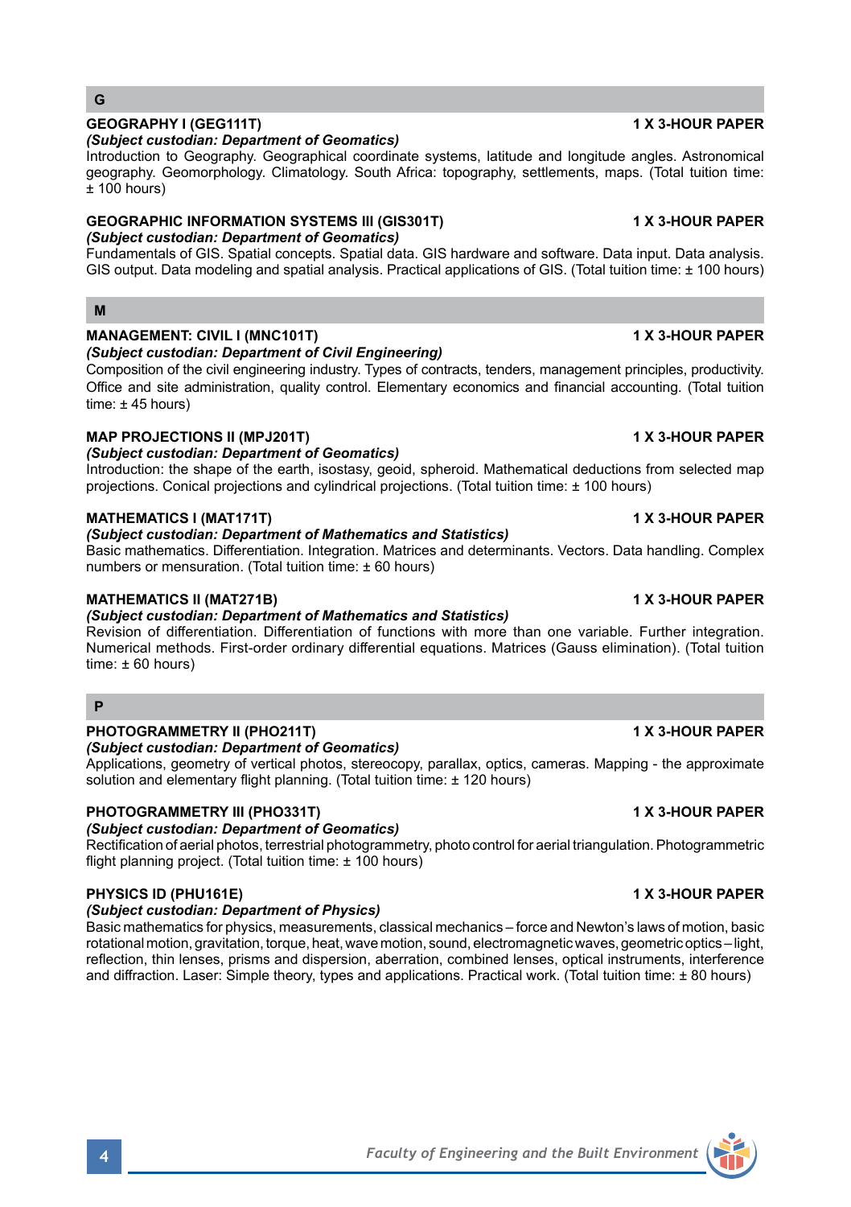## G

### GEOGRAPHY I (GEG111T) — 1 X 3-HOUR PAPER

***(Subject custodian: Department of Geomatics)***

Introduction to Geography. Geographical coordinate systems, latitude and longitude angles. Astronomical geography. Geomorphology. Climatology. South Africa: topography, settlements, maps. (Total tuition time: ± 100 hours)

### GEOGRAPHIC INFORMATION SYSTEMS III (GIS301T) — 1 X 3-HOUR PAPER

***(Subject custodian: Department of Geomatics)***

Fundamentals of GIS. Spatial concepts. Spatial data. GIS hardware and software. Data input. Data analysis. GIS output. Data modeling and spatial analysis. Practical applications of GIS. (Total tuition time: ± 100 hours)

## M

### MANAGEMENT: CIVIL I (MNC101T) — 1 X 3-HOUR PAPER

***(Subject custodian: Department of Civil Engineering)***

Composition of the civil engineering industry. Types of contracts, tenders, management principles, productivity. Office and site administration, quality control. Elementary economics and financial accounting. (Total tuition time: ± 45 hours)

### MAP PROJECTIONS II (MPJ201T) — 1 X 3-HOUR PAPER

***(Subject custodian: Department of Geomatics)***

Introduction: the shape of the earth, isostasy, geoid, spheroid. Mathematical deductions from selected map projections. Conical projections and cylindrical projections. (Total tuition time: ± 100 hours)

### MATHEMATICS I (MAT171T) — 1 X 3-HOUR PAPER

***(Subject custodian: Department of Mathematics and Statistics)***

Basic mathematics. Differentiation. Integration. Matrices and determinants. Vectors. Data handling. Complex numbers or mensuration. (Total tuition time: ± 60 hours)

### MATHEMATICS II (MAT271B) — 1 X 3-HOUR PAPER

***(Subject custodian: Department of Mathematics and Statistics)***

Revision of differentiation. Differentiation of functions with more than one variable. Further integration. Numerical methods. First-order ordinary differential equations. Matrices (Gauss elimination). (Total tuition time: ± 60 hours)

## P

### PHOTOGRAMMETRY II (PHO211T) — 1 X 3-HOUR PAPER

***(Subject custodian: Department of Geomatics)***

Applications, geometry of vertical photos, stereocopy, parallax, optics, cameras. Mapping - the approximate solution and elementary flight planning. (Total tuition time: ± 120 hours)

### PHOTOGRAMMETRY III (PHO331T) — 1 X 3-HOUR PAPER

***(Subject custodian: Department of Geomatics)***

Rectification of aerial photos, terrestrial photogrammetry, photo control for aerial triangulation. Photogrammetric flight planning project. (Total tuition time: ± 100 hours)

### PHYSICS ID (PHU161E) — 1 X 3-HOUR PAPER

***(Subject custodian: Department of Physics)***

Basic mathematics for physics, measurements, classical mechanics – force and Newton's laws of motion, basic rotational motion, gravitation, torque, heat, wave motion, sound, electromagnetic waves, geometric optics – light, reflection, thin lenses, prisms and dispersion, aberration, combined lenses, optical instruments, interference and diffraction. Laser: Simple theory, types and applications. Practical work. (Total tuition time: ± 80 hours)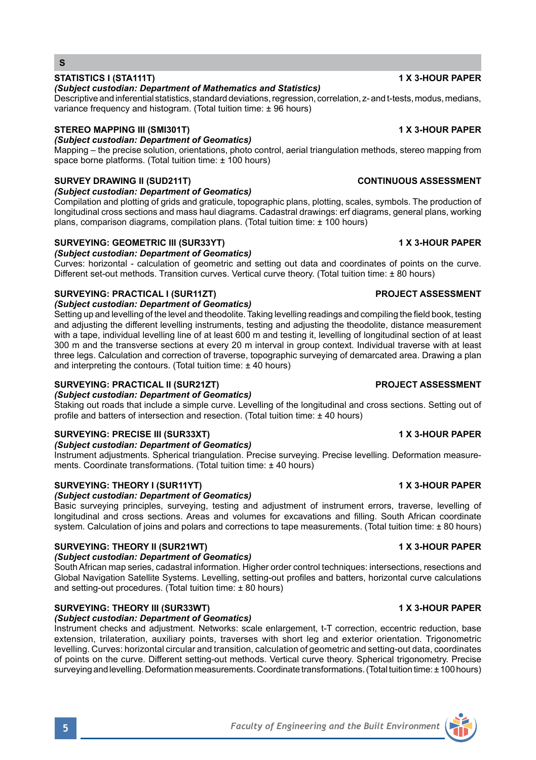## S

**STATISTICS I (STA111T)** **1 X 3-HOUR PAPER**

***(Subject custodian: Department of Mathematics and Statistics)***

Descriptive and inferential statistics, standard deviations, regression, correlation, z- and t-tests, modus, medians, variance frequency and histogram. (Total tuition time: ± 96 hours)

**STEREO MAPPING III (SMI301T)** **1 X 3-HOUR PAPER**

***(Subject custodian: Department of Geomatics)***

Mapping – the precise solution, orientations, photo control, aerial triangulation methods, stereo mapping from space borne platforms. (Total tuition time: ± 100 hours)

**SURVEY DRAWING II (SUD211T)** **CONTINUOUS ASSESSMENT**

***(Subject custodian: Department of Geomatics)***

Compilation and plotting of grids and graticule, topographic plans, plotting, scales, symbols. The production of longitudinal cross sections and mass haul diagrams. Cadastral drawings: erf diagrams, general plans, working plans, comparison diagrams, compilation plans. (Total tuition time: ± 100 hours)

**SURVEYING: GEOMETRIC III (SUR33YT)** **1 X 3-HOUR PAPER**

***(Subject custodian: Department of Geomatics)***

Curves: horizontal - calculation of geometric and setting out data and coordinates of points on the curve. Different set-out methods. Transition curves. Vertical curve theory. (Total tuition time: ± 80 hours)

**SURVEYING: PRACTICAL I (SUR11ZT)** **PROJECT ASSESSMENT**

***(Subject custodian: Department of Geomatics)***

Setting up and levelling of the level and theodolite. Taking levelling readings and compiling the field book, testing and adjusting the different levelling instruments, testing and adjusting the theodolite, distance measurement with a tape, individual levelling line of at least 600 m and testing it, levelling of longitudinal section of at least 300 m and the transverse sections at every 20 m interval in group context. Individual traverse with at least three legs. Calculation and correction of traverse, topographic surveying of demarcated area. Drawing a plan and interpreting the contours. (Total tuition time: ± 40 hours)

**SURVEYING: PRACTICAL II (SUR21ZT)** **PROJECT ASSESSMENT**

***(Subject custodian: Department of Geomatics)***

Staking out roads that include a simple curve. Levelling of the longitudinal and cross sections. Setting out of profile and batters of intersection and resection. (Total tuition time: ± 40 hours)

**SURVEYING: PRECISE III (SUR33XT)** **1 X 3-HOUR PAPER**

***(Subject custodian: Department of Geomatics)***

Instrument adjustments. Spherical triangulation. Precise surveying. Precise levelling. Deformation measurements. Coordinate transformations. (Total tuition time: ± 40 hours)

**SURVEYING: THEORY I (SUR11YT)** **1 X 3-HOUR PAPER**

***(Subject custodian: Department of Geomatics)***

Basic surveying principles, surveying, testing and adjustment of instrument errors, traverse, levelling of longitudinal and cross sections. Areas and volumes for excavations and filling. South African coordinate system. Calculation of joins and polars and corrections to tape measurements. (Total tuition time: ± 80 hours)

**SURVEYING: THEORY II (SUR21WT)** **1 X 3-HOUR PAPER**

***(Subject custodian: Department of Geomatics)***

South African map series, cadastral information. Higher order control techniques: intersections, resections and Global Navigation Satellite Systems. Levelling, setting-out profiles and batters, horizontal curve calculations and setting-out procedures. (Total tuition time: ± 80 hours)

**SURVEYING: THEORY III (SUR33WT)** **1 X 3-HOUR PAPER**

***(Subject custodian: Department of Geomatics)***

Instrument checks and adjustment. Networks: scale enlargement, t-T correction, eccentric reduction, base extension, trilateration, auxiliary points, traverses with short leg and exterior orientation. Trigonometric levelling. Curves: horizontal circular and transition, calculation of geometric and setting-out data, coordinates of points on the curve. Different setting-out methods. Vertical curve theory. Spherical trigonometry. Precise surveying and levelling. Deformation measurements. Coordinate transformations. (Total tuition time: ± 100 hours)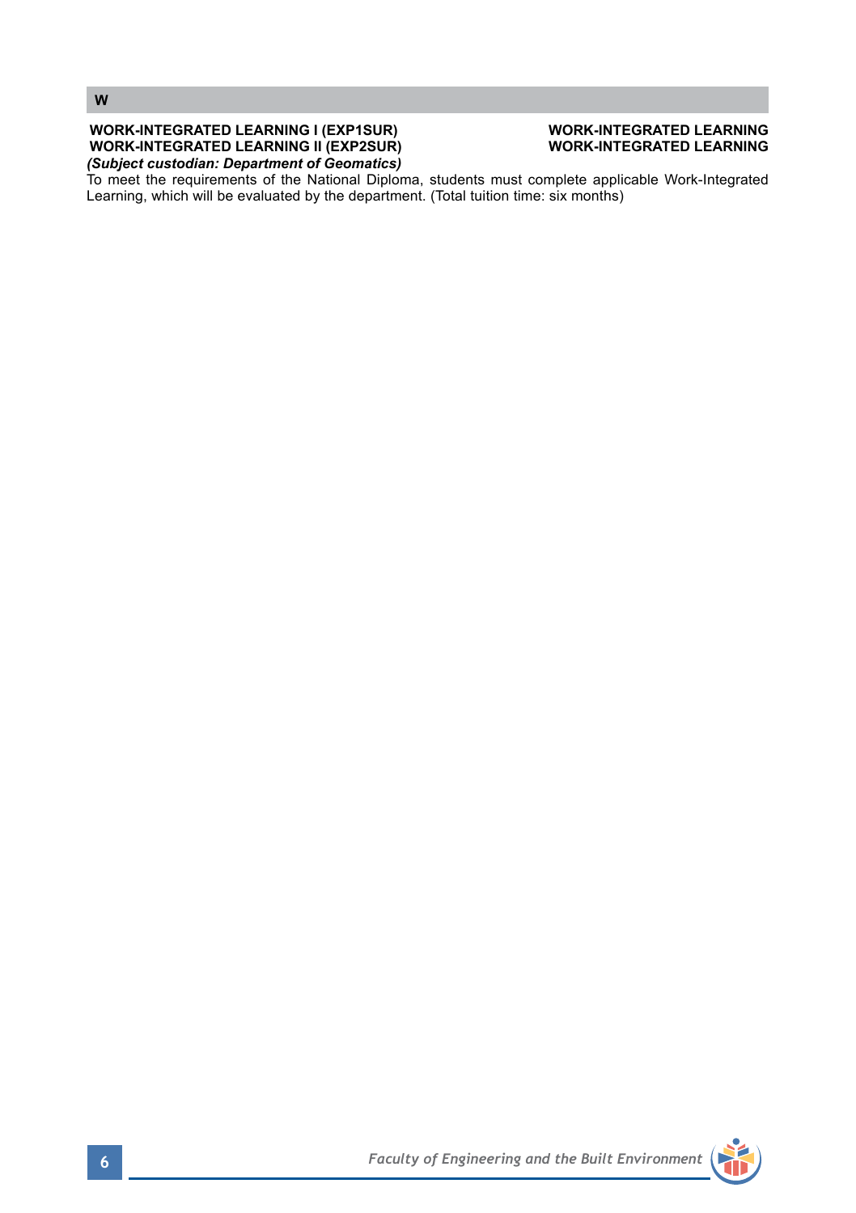## W

**WORK-INTEGRATED LEARNING I (EXP1SUR)** **WORK-INTEGRATED LEARNING**
**WORK-INTEGRATED LEARNING II (EXP2SUR)** **WORK-INTEGRATED LEARNING**
***(Subject custodian: Department of Geomatics)***
To meet the requirements of the National Diploma, students must complete applicable Work-Integrated Learning, which will be evaluated by the department. (Total tuition time: six months)